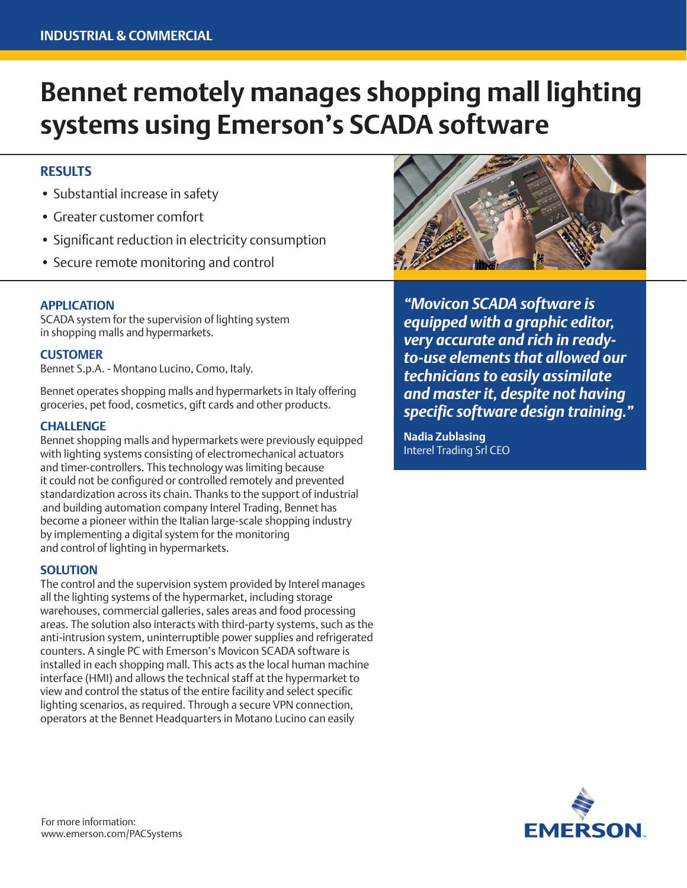INDUSTRIAL & COMMERCIAL

# Bennet remotely manages shopping mall lighting systems using Emerson's SCADA software

## RESULTS

- Substantial increase in safety
- Greater customer comfort
- Significant reduction in electricity consumption
- Secure remote monitoring and control

> ***"Movicon SCADA software is equipped with a graphic editor, very accurate and rich in ready-to-use elements that allowed our technicians to easily assimilate and master it, despite not having specific software design training."***
>
> **Nadia Zublasing**
> Interel Trading Srl CEO

### APPLICATION

SCADA system for the supervision of lighting system in shopping malls and hypermarkets.

### CUSTOMER

Bennet S.p.A. - Montano Lucino, Como, Italy.

Bennet operates shopping malls and hypermarkets in Italy offering groceries, pet food, cosmetics, gift cards and other products.

### CHALLENGE

Bennet shopping malls and hypermarkets were previously equipped with lighting systems consisting of electromechanical actuators and timer-controllers. This technology was limiting because it could not be configured or controlled remotely and prevented standardization across its chain. Thanks to the support of industrial and building automation company Interel Trading, Bennet has become a pioneer within the Italian large-scale shopping industry by implementing a digital system for the monitoring and control of lighting in hypermarkets.

### SOLUTION

The control and the supervision system provided by Interel manages all the lighting systems of the hypermarket, including storage warehouses, commercial galleries, sales areas and food processing areas. The solution also interacts with third-party systems, such as the anti-intrusion system, uninterruptible power supplies and refrigerated counters. A single PC with Emerson's Movicon SCADA software is installed in each shopping mall. This acts as the local human machine interface (HMI) and allows the technical staff at the hypermarket to view and control the status of the entire facility and select specific lighting scenarios, as required. Through a secure VPN connection, operators at the Bennet Headquarters in Motano Lucino can easily

For more information:
www.emerson.com/PACSystems

EMERSON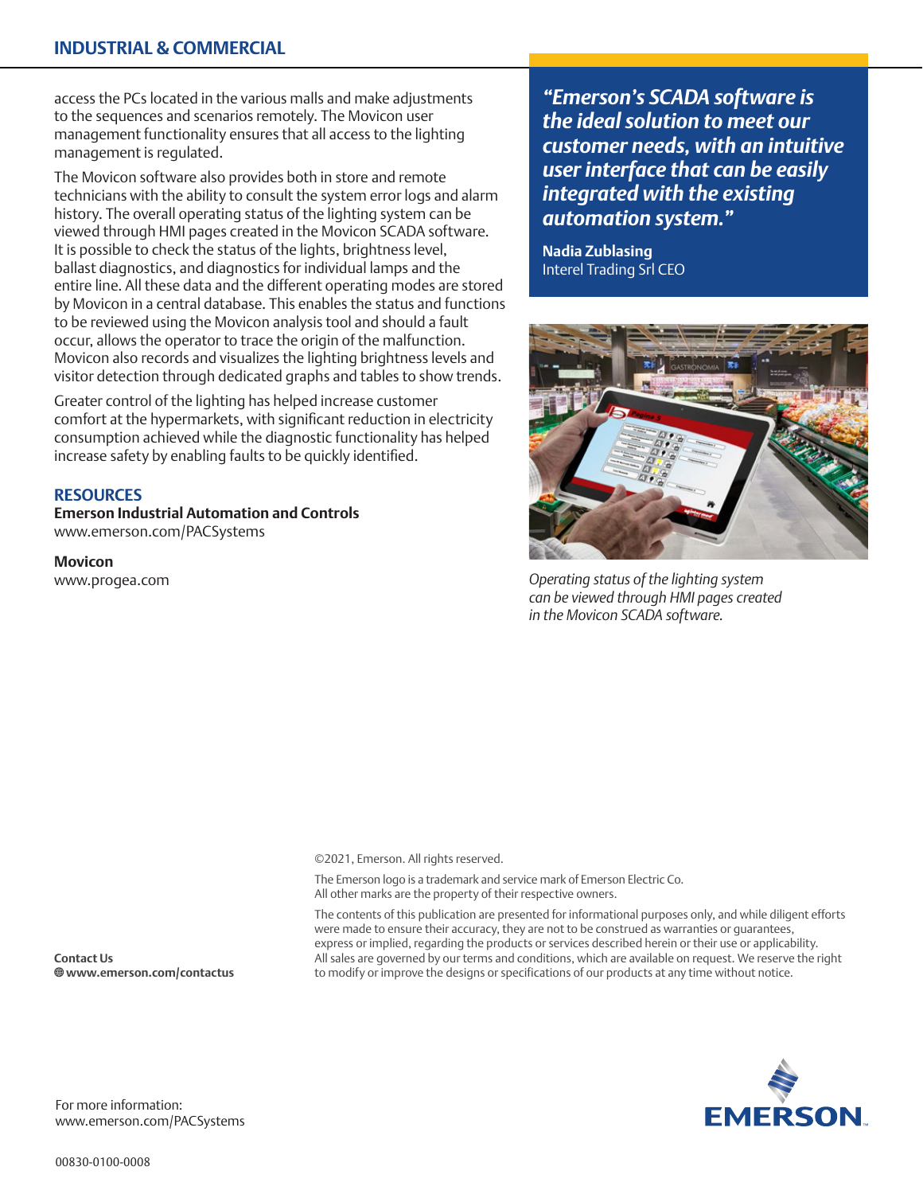access the PCs located in the various malls and make adjustments to the sequences and scenarios remotely. The Movicon user management functionality ensures that all access to the lighting management is regulated.

The Movicon software also provides both in store and remote technicians with the ability to consult the system error logs and alarm history. The overall operating status of the lighting system can be viewed through HMI pages created in the Movicon SCADA software. It is possible to check the status of the lights, brightness level, ballast diagnostics, and diagnostics for individual lamps and the entire line. All these data and the different operating modes are stored by Movicon in a central database. This enables the status and functions to be reviewed using the Movicon analysis tool and should a fault occur, allows the operator to trace the origin of the malfunction. Movicon also records and visualizes the lighting brightness levels and visitor detection through dedicated graphs and tables to show trends.

Greater control of the lighting has helped increase customer comfort at the hypermarkets, with significant reduction in electricity consumption achieved while the diagnostic functionality has helped increase safety by enabling faults to be quickly identified.

## RESOURCES

**Emerson Industrial Automation and Controls**
www.emerson.com/PACSystems

**Movicon**
www.progea.com

> ***"Emerson's SCADA software is the ideal solution to meet our customer needs, with an intuitive user interface that can be easily integrated with the existing automation system."***
>
> **Nadia Zublasing**
> Interel Trading Srl CEO

*Operating status of the lighting system can be viewed through HMI pages created in the Movicon SCADA software.*

**Contact Us**
**www.emerson.com/contactus**

©2021, Emerson. All rights reserved.

The Emerson logo is a trademark and service mark of Emerson Electric Co. All other marks are the property of their respective owners.

The contents of this publication are presented for informational purposes only, and while diligent efforts were made to ensure their accuracy, they are not to be construed as warranties or guarantees, express or implied, regarding the products or services described herein or their use or applicability. All sales are governed by our terms and conditions, which are available on request. We reserve the right to modify or improve the designs or specifications of our products at any time without notice.

For more information:
www.emerson.com/PACSystems

EMERSON

00830-0100-0008